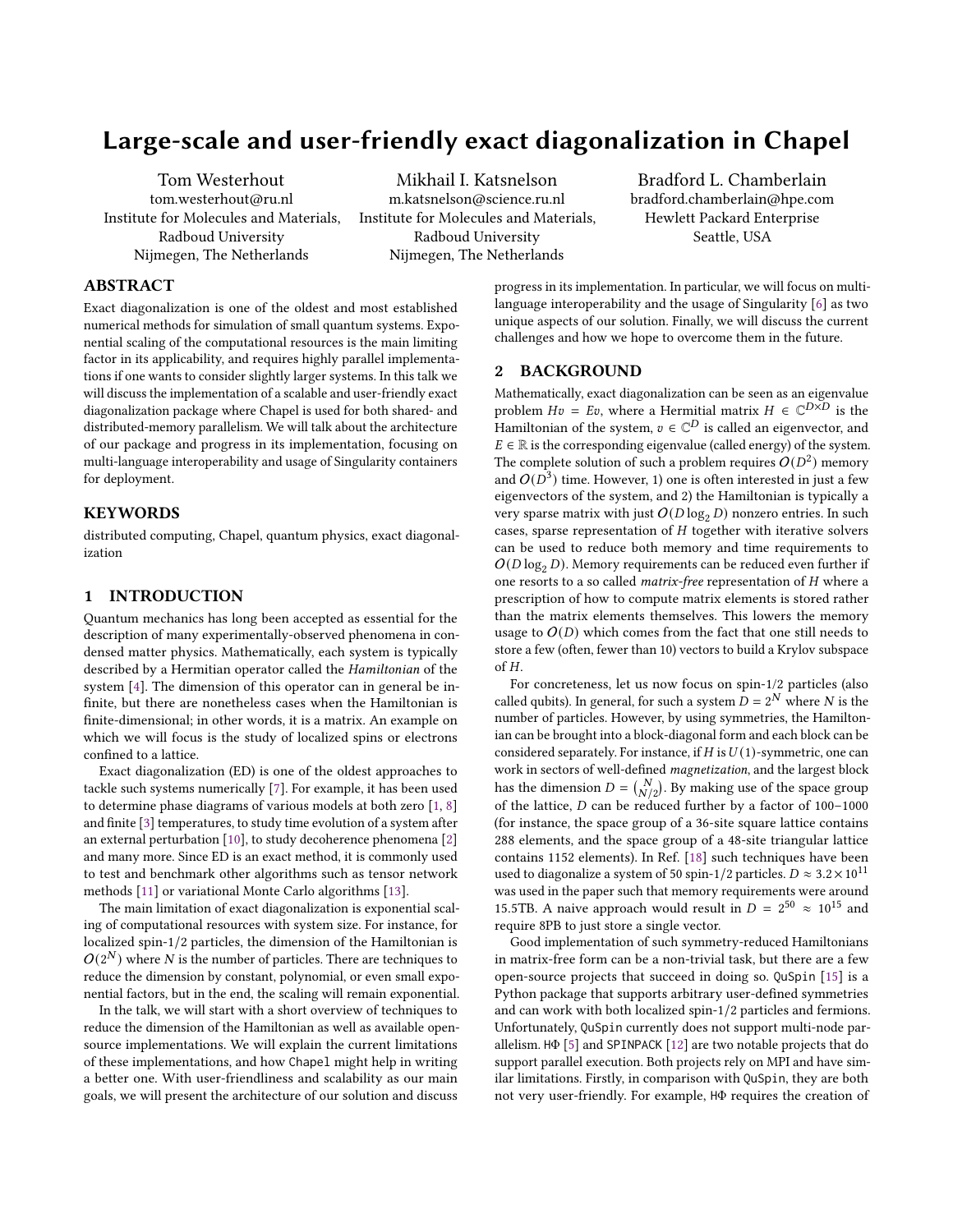# Large-scale and user-friendly exact diagonalization in Chapel

Tom Westerhout
tom.westerhout@ru.nl
Institute for Molecules and Materials, Radboud University
Nijmegen, The Netherlands

Mikhail I. Katsnelson
m.katsnelson@science.ru.nl
Institute for Molecules and Materials, Radboud University
Nijmegen, The Netherlands

Bradford L. Chamberlain
bradford.chamberlain@hpe.com
Hewlett Packard Enterprise
Seattle, USA

## ABSTRACT

Exact diagonalization is one of the oldest and most established numerical methods for simulation of small quantum systems. Exponential scaling of the computational resources is the main limiting factor in its applicability, and requires highly parallel implementations if one wants to consider slightly larger systems. In this talk we will discuss the implementation of a scalable and user-friendly exact diagonalization package where Chapel is used for both shared- and distributed-memory parallelism. We will talk about the architecture of our package and progress in its implementation, focusing on multi-language interoperability and usage of Singularity containers for deployment.

## KEYWORDS

distributed computing, Chapel, quantum physics, exact diagonalization

## 1 INTRODUCTION

Quantum mechanics has long been accepted as essential for the description of many experimentally-observed phenomena in condensed matter physics. Mathematically, each system is typically described by a Hermitian operator called the *Hamiltonian* of the system [4]. The dimension of this operator can in general be infinite, but there are nonetheless cases when the Hamiltonian is finite-dimensional; in other words, it is a matrix. An example on which we will focus is the study of localized spins or electrons confined to a lattice.

Exact diagonalization (ED) is one of the oldest approaches to tackle such systems numerically [7]. For example, it has been used to determine phase diagrams of various models at both zero [1, 8] and finite [3] temperatures, to study time evolution of a system after an external perturbation [10], to study decoherence phenomena [2] and many more. Since ED is an exact method, it is commonly used to test and benchmark other algorithms such as tensor network methods [11] or variational Monte Carlo algorithms [13].

The main limitation of exact diagonalization is exponential scaling of computational resources with system size. For instance, for localized spin-1/2 particles, the dimension of the Hamiltonian is $O(2^N)$ where $N$ is the number of particles. There are techniques to reduce the dimension by constant, polynomial, or even small exponential factors, but in the end, the scaling will remain exponential.

In the talk, we will start with a short overview of techniques to reduce the dimension of the Hamiltonian as well as available open-source implementations. We will explain the current limitations of these implementations, and how Chapel might help in writing a better one. With user-friendliness and scalability as our main goals, we will present the architecture of our solution and discuss progress in its implementation. In particular, we will focus on multi-language interoperability and the usage of Singularity [6] as two unique aspects of our solution. Finally, we will discuss the current challenges and how we hope to overcome them in the future.

## 2 BACKGROUND

Mathematically, exact diagonalization can be seen as an eigenvalue problem $Hv = Ev$, where a Hermitial matrix $H \in \mathbb{C}^{D \times D}$ is the Hamiltonian of the system, $v \in \mathbb{C}^D$ is called an eigenvector, and $E \in \mathbb{R}$ is the corresponding eigenvalue (called energy) of the system. The complete solution of such a problem requires $O(D^2)$ memory and $O(D^3)$ time. However, 1) one is often interested in just a few eigenvectors of the system, and 2) the Hamiltonian is typically a very sparse matrix with just $O(D \log_2 D)$ nonzero entries. In such cases, sparse representation of $H$ together with iterative solvers can be used to reduce both memory and time requirements to $O(D \log_2 D)$. Memory requirements can be reduced even further if one resorts to a so called *matrix-free* representation of $H$ where a prescription of how to compute matrix elements is stored rather than the matrix elements themselves. This lowers the memory usage to $O(D)$ which comes from the fact that one still needs to store a few (often, fewer than 10) vectors to build a Krylov subspace of $H$.

For concreteness, let us now focus on spin-1/2 particles (also called qubits). In general, for such a system $D = 2^N$ where $N$ is the number of particles. However, by using symmetries, the Hamiltonian can be brought into a block-diagonal form and each block can be considered separately. For instance, if $H$ is $U(1)$-symmetric, one can work in sectors of well-defined *magnetization*, and the largest block has the dimension $D = \binom{N}{N/2}$. By making use of the space group of the lattice, $D$ can be reduced further by a factor of 100–1000 (for instance, the space group of a 36-site square lattice contains 288 elements, and the space group of a 48-site triangular lattice contains 1152 elements). In Ref. [18] such techniques have been used to diagonalize a system of 50 spin-1/2 particles. $D \approx 3.2 \times 10^{11}$ was used in the paper such that memory requirements were around 15.5TB. A naive approach would result in $D = 2^{50} \approx 10^{15}$ and require 8PB to just store a single vector.

Good implementation of such symmetry-reduced Hamiltonians in matrix-free form can be a non-trivial task, but there are a few open-source projects that succeed in doing so. `QuSpin` [15] is a Python package that supports arbitrary user-defined symmetries and can work with both localized spin-1/2 particles and fermions. Unfortunately, `QuSpin` currently does not support multi-node parallelism. `HΦ` [5] and `SPINPACK` [12] are two notable projects that do support parallel execution. Both projects rely on MPI and have similar limitations. Firstly, in comparison with `QuSpin`, they are both not very user-friendly. For example, `HΦ` requires the creation of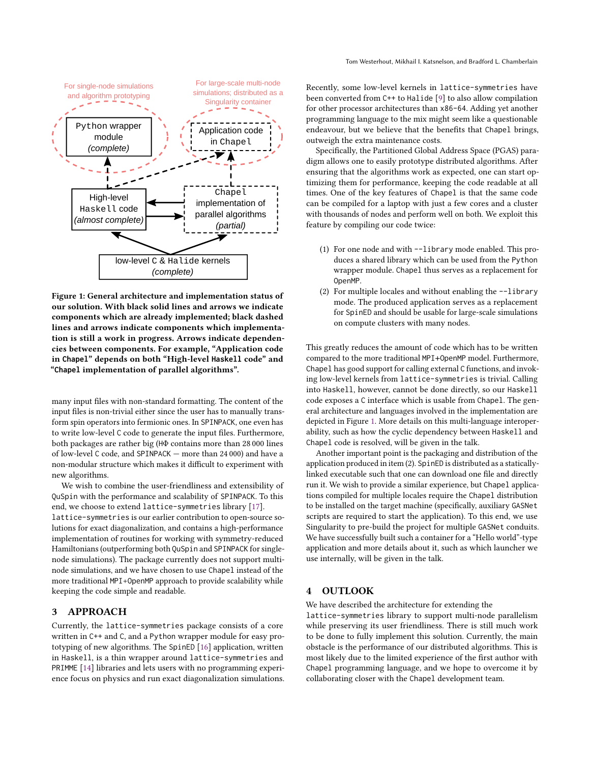Figure 1: General architecture and implementation status of our solution. With black solid lines and arrows we indicate components which are already implemented; black dashed lines and arrows indicate components which implementation is still a work in progress. Arrows indicate dependencies between components. For example, "Application code in Chapel" depends on both "High-level Haskell code" and "Chapel implementation of parallel algorithms".

many input files with non-standard formatting. The content of the input files is non-trivial either since the user has to manually transform spin operators into fermionic ones. In SPINPACK, one even has to write low-level C code to generate the input files. Furthermore, both packages are rather big (HΦ contains more than 28 000 lines of low-level C code, and SPINPACK — more than 24 000) and have a non-modular structure which makes it difficult to experiment with new algorithms.

We wish to combine the user-friendliness and extensibility of QuSpin with the performance and scalability of SPINPACK. To this end, we choose to extend lattice-symmetries library [17]. lattice-symmetries is our earlier contribution to open-source solutions for exact diagonalization, and contains a high-performance implementation of routines for working with symmetry-reduced Hamiltonians (outperforming both QuSpin and SPINPACK for single-node simulations). The package currently does not support multi-node simulations, and we have chosen to use Chapel instead of the more traditional MPI+OpenMP approach to provide scalability while keeping the code simple and readable.

## 3 APPROACH

Currently, the lattice-symmetries package consists of a core written in C++ and C, and a Python wrapper module for easy prototyping of new algorithms. The SpinED [16] application, written in Haskell, is a thin wrapper around lattice-symmetries and PRIMME [14] libraries and lets users with no programming experience focus on physics and run exact diagonalization simulations.

Recently, some low-level kernels in lattice-symmetries have been converted from C++ to Halide [9] to also allow compilation for other processor architectures than x86-64. Adding yet another programming language to the mix might seem like a questionable endeavour, but we believe that the benefits that Chapel brings, outweigh the extra maintenance costs.

Specifically, the Partitioned Global Address Space (PGAS) paradigm allows one to easily prototype distributed algorithms. After ensuring that the algorithms work as expected, one can start optimizing them for performance, keeping the code readable at all times. One of the key features of Chapel is that the same code can be compiled for a laptop with just a few cores and a cluster with thousands of nodes and perform well on both. We exploit this feature by compiling our code twice:

(1) For one node and with --library mode enabled. This produces a shared library which can be loaded from the Python wrapper module. Chapel thus serves as a replacement for OpenMP.
(2) For multiple locales and without enabling the --library mode. The produced application serves as a replacement for SpinED and should be usable for large-scale simulations on compute clusters with many nodes.

This greatly reduces the amount of code which has to be written compared to the more traditional MPI+OpenMP model. Furthermore, Chapel has good support for calling external C functions, and invoking low-level kernels from lattice-symmetries is trivial. Calling into Haskell, however, cannot be done directly, so our Haskell code exposes a C interface which is usable from Chapel. The general architecture and languages involved in the implementation are depicted in Figure 1. More details on this multi-language interoperability, such as how the cyclic dependency between Haskell and Chapel code is resolved, will be given in the talk.

Another important point is the packaging and distribution of the application produced in item (2). SpinED is distributed as a statically-linked executable such that one can download one file and directly run it. We wish to provide a similar experience, but Chapel applications compiled for multiple locales require the Chapel distribution to be installed on the target machine (specifically, auxiliary GASNet scripts are required to start the application). To this end, we use Singularity to pre-build the project for multiple GASNet conduits. We have successfully built such a container for a "Hello world"-type application and more details about it, such as which launcher we use internally, will be given in the talk.

## 4 OUTLOOK

We have described the architecture for extending the lattice-symmetries library to support multi-node parallelism while preserving its user friendliness. There is still much work to be done to fully implement this solution. Currently, the main obstacle is the performance of our distributed algorithms. This is most likely due to the limited experience of the first author with Chapel programming language, and we hope to overcome it by collaborating closer with the Chapel development team.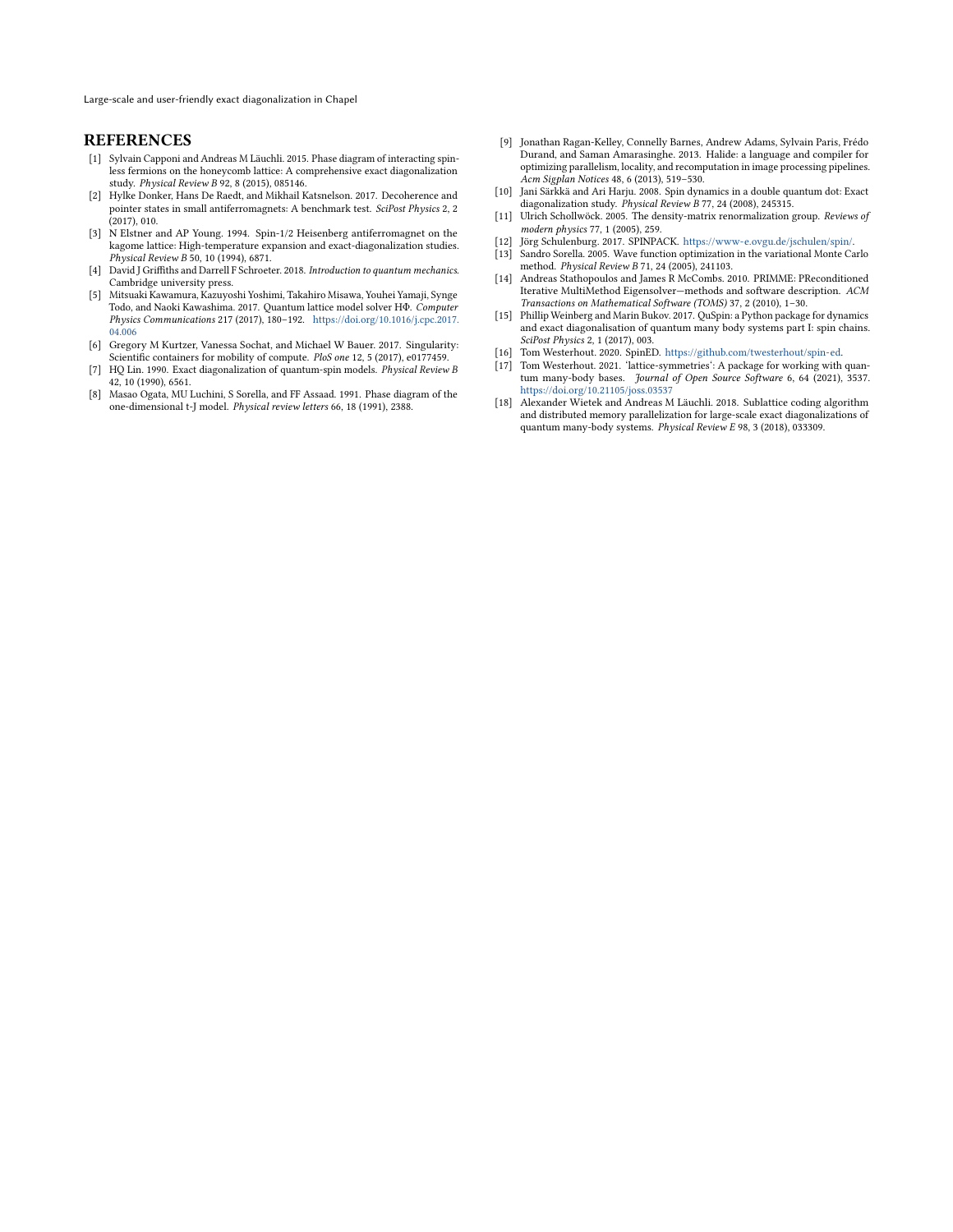## REFERENCES

[1] Sylvain Capponi and Andreas M Läuchli. 2015. Phase diagram of interacting spinless fermions on the honeycomb lattice: A comprehensive exact diagonalization study. *Physical Review B* 92, 8 (2015), 085146.

[2] Hylke Donker, Hans De Raedt, and Mikhail Katsnelson. 2017. Decoherence and pointer states in small antiferromagnets: A benchmark test. *SciPost Physics* 2, 2 (2017), 010.

[3] N Elstner and AP Young. 1994. Spin-1/2 Heisenberg antiferromagnet on the kagome lattice: High-temperature expansion and exact-diagonalization studies. *Physical Review B* 50, 10 (1994), 6871.

[4] David J Griffiths and Darrell F Schroeter. 2018. *Introduction to quantum mechanics*. Cambridge university press.

[5] Mitsuaki Kawamura, Kazuyoshi Yoshimi, Takahiro Misawa, Youhei Yamaji, Synge Todo, and Naoki Kawashima. 2017. Quantum lattice model solver HΦ. *Computer Physics Communications* 217 (2017), 180–192. https://doi.org/10.1016/j.cpc.2017.04.006

[6] Gregory M Kurtzer, Vanessa Sochat, and Michael W Bauer. 2017. Singularity: Scientific containers for mobility of compute. *PloS one* 12, 5 (2017), e0177459.

[7] HQ Lin. 1990. Exact diagonalization of quantum-spin models. *Physical Review B* 42, 10 (1990), 6561.

[8] Masao Ogata, MU Luchini, S Sorella, and FF Assaad. 1991. Phase diagram of the one-dimensional t-J model. *Physical review letters* 66, 18 (1991), 2388.

[9] Jonathan Ragan-Kelley, Connelly Barnes, Andrew Adams, Sylvain Paris, Frédo Durand, and Saman Amarasinghe. 2013. Halide: a language and compiler for optimizing parallelism, locality, and recomputation in image processing pipelines. *Acm Sigplan Notices* 48, 6 (2013), 519–530.

[10] Jani Särkkä and Ari Harju. 2008. Spin dynamics in a double quantum dot: Exact diagonalization study. *Physical Review B* 77, 24 (2008), 245315.

[11] Ulrich Schollwöck. 2005. The density-matrix renormalization group. *Reviews of modern physics* 77, 1 (2005), 259.

[12] Jörg Schulenburg. 2017. SPINPACK. https://www-e.ovgu.de/jschulen/spin/.

[13] Sandro Sorella. 2005. Wave function optimization in the variational Monte Carlo method. *Physical Review B* 71, 24 (2005), 241103.

[14] Andreas Stathopoulos and James R McCombs. 2010. PRIMME: PReconditioned Iterative MultiMethod Eigensolver—methods and software description. *ACM Transactions on Mathematical Software (TOMS)* 37, 2 (2010), 1–30.

[15] Phillip Weinberg and Marin Bukov. 2017. QuSpin: a Python package for dynamics and exact diagonalisation of quantum many body systems part I: spin chains. *SciPost Physics* 2, 1 (2017), 003.

[16] Tom Westerhout. 2020. SpinED. https://github.com/twesterhout/spin-ed.

[17] Tom Westerhout. 2021. 'lattice-symmetries': A package for working with quantum many-body bases. *Journal of Open Source Software* 6, 64 (2021), 3537. https://doi.org/10.21105/joss.03537

[18] Alexander Wietek and Andreas M Läuchli. 2018. Sublattice coding algorithm and distributed memory parallelization for large-scale exact diagonalizations of quantum many-body systems. *Physical Review E* 98, 3 (2018), 033309.